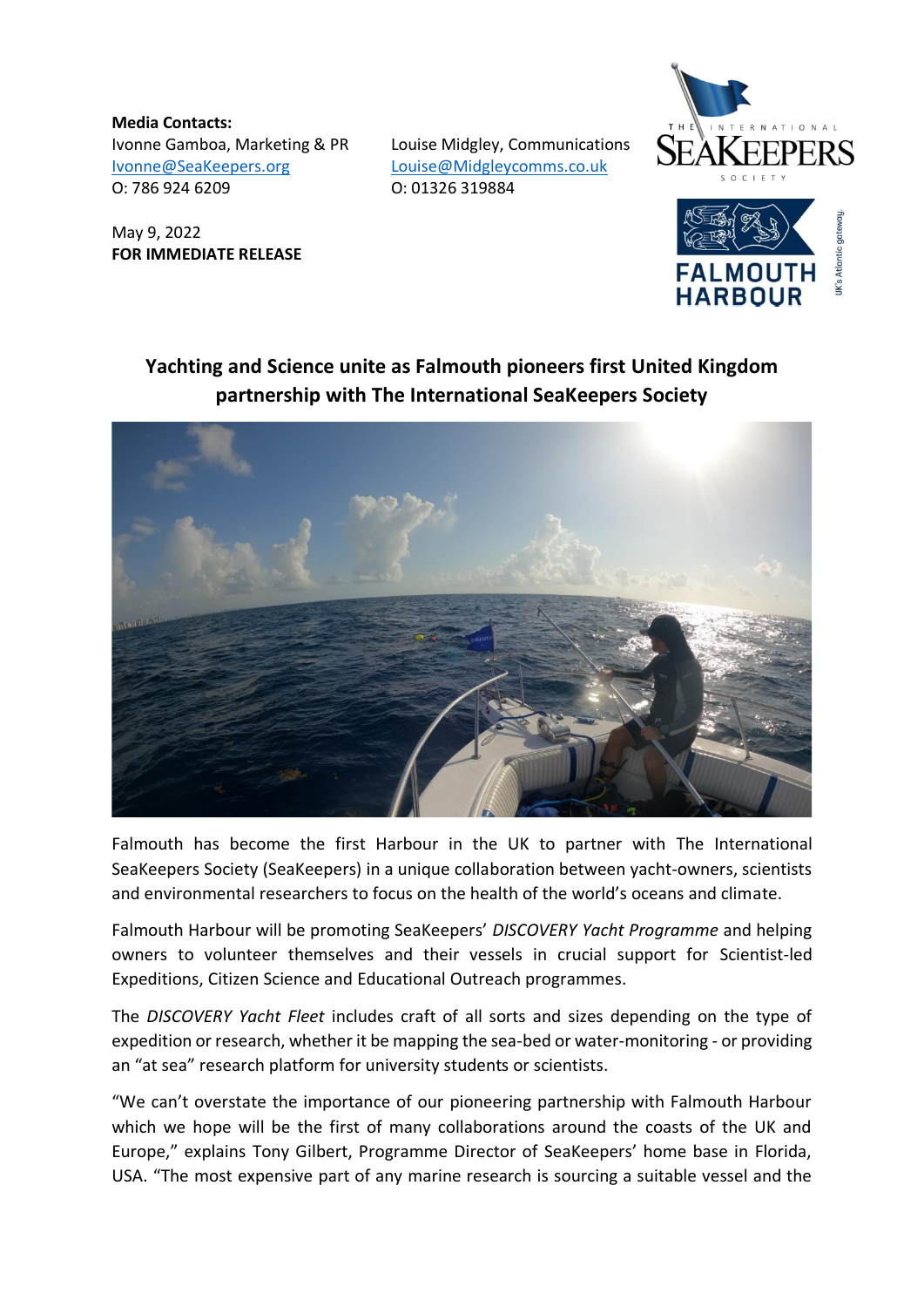**Media Contacts:**

Ivonne Gamboa, Marketing & PR
Ivonne@SeaKeepers.org
O: 786 924 6209

Louise Midgley, Communications
Louise@Midgleycomms.co.uk
O: 01326 319884

May 9, 2022
**FOR IMMEDIATE RELEASE**

## Yachting and Science unite as Falmouth pioneers first United Kingdom partnership with The International SeaKeepers Society

Falmouth has become the first Harbour in the UK to partner with The International SeaKeepers Society (SeaKeepers) in a unique collaboration between yacht-owners, scientists and environmental researchers to focus on the health of the world's oceans and climate.

Falmouth Harbour will be promoting SeaKeepers' *DISCOVERY Yacht Programme* and helping owners to volunteer themselves and their vessels in crucial support for Scientist-led Expeditions, Citizen Science and Educational Outreach programmes.

The *DISCOVERY Yacht Fleet* includes craft of all sorts and sizes depending on the type of expedition or research, whether it be mapping the sea-bed or water-monitoring - or providing an "at sea" research platform for university students or scientists.

"We can't overstate the importance of our pioneering partnership with Falmouth Harbour which we hope will be the first of many collaborations around the coasts of the UK and Europe," explains Tony Gilbert, Programme Director of SeaKeepers' home base in Florida, USA. "The most expensive part of any marine research is sourcing a suitable vessel and the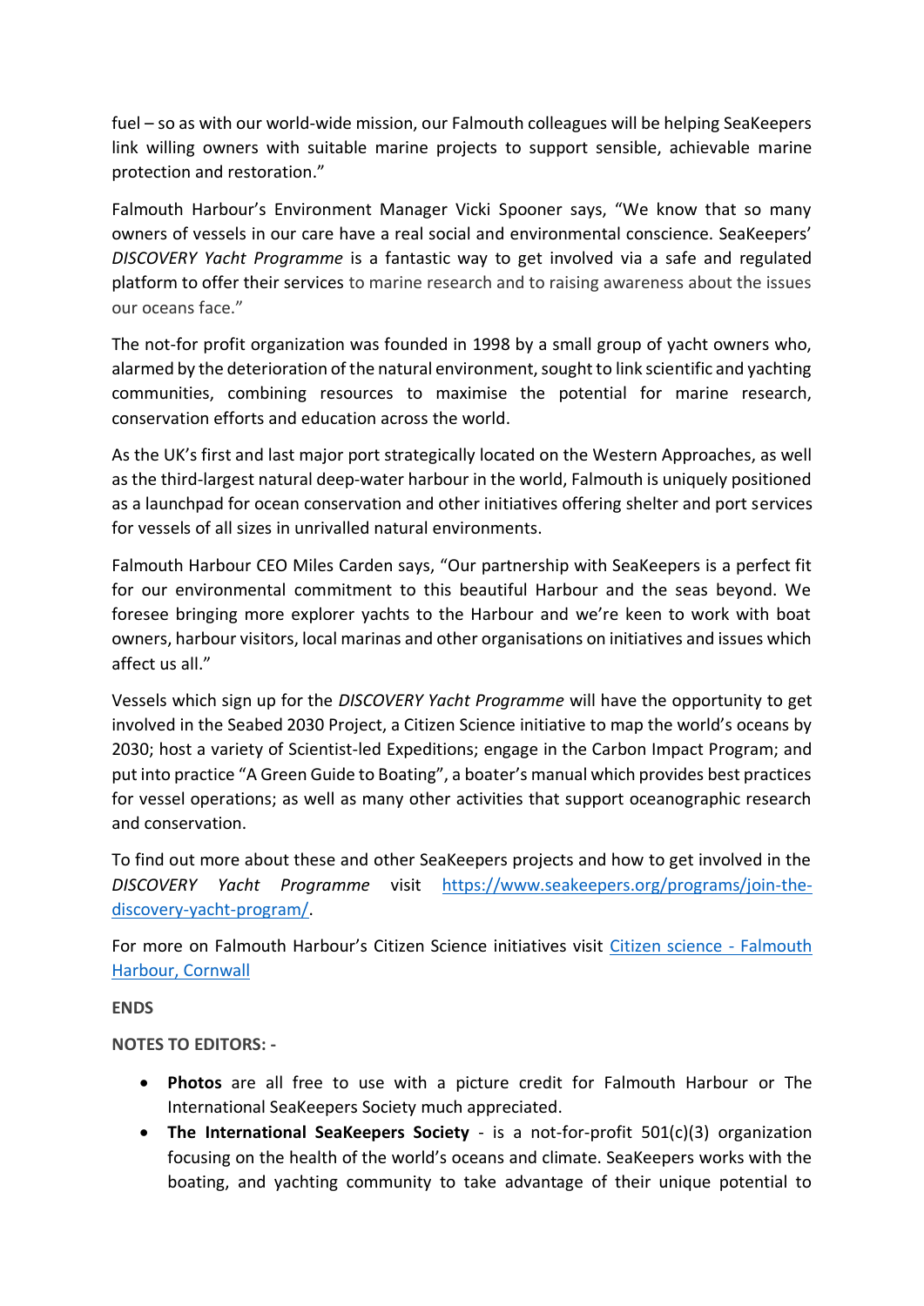fuel – so as with our world-wide mission, our Falmouth colleagues will be helping SeaKeepers link willing owners with suitable marine projects to support sensible, achievable marine protection and restoration."

Falmouth Harbour's Environment Manager Vicki Spooner says, "We know that so many owners of vessels in our care have a real social and environmental conscience. SeaKeepers' *DISCOVERY Yacht Programme* is a fantastic way to get involved via a safe and regulated platform to offer their services to marine research and to raising awareness about the issues our oceans face."

The not-for profit organization was founded in 1998 by a small group of yacht owners who, alarmed by the deterioration of the natural environment, sought to link scientific and yachting communities, combining resources to maximise the potential for marine research, conservation efforts and education across the world.

As the UK's first and last major port strategically located on the Western Approaches, as well as the third-largest natural deep-water harbour in the world, Falmouth is uniquely positioned as a launchpad for ocean conservation and other initiatives offering shelter and port services for vessels of all sizes in unrivalled natural environments.

Falmouth Harbour CEO Miles Carden says, "Our partnership with SeaKeepers is a perfect fit for our environmental commitment to this beautiful Harbour and the seas beyond. We foresee bringing more explorer yachts to the Harbour and we're keen to work with boat owners, harbour visitors, local marinas and other organisations on initiatives and issues which affect us all."

Vessels which sign up for the *DISCOVERY Yacht Programme* will have the opportunity to get involved in the Seabed 2030 Project, a Citizen Science initiative to map the world's oceans by 2030; host a variety of Scientist-led Expeditions; engage in the Carbon Impact Program; and put into practice "A Green Guide to Boating", a boater's manual which provides best practices for vessel operations; as well as many other activities that support oceanographic research and conservation.

To find out more about these and other SeaKeepers projects and how to get involved in the *DISCOVERY Yacht Programme* visit [https://www.seakeepers.org/programs/join-the-discovery-yacht-program/](https://www.seakeepers.org/programs/join-the-discovery-yacht-program/).

For more on Falmouth Harbour's Citizen Science initiatives visit [Citizen science - Falmouth Harbour, Cornwall]

**ENDS**

**NOTES TO EDITORS: -**

- **Photos** are all free to use with a picture credit for Falmouth Harbour or The International SeaKeepers Society much appreciated.
- **The International SeaKeepers Society** - is a not-for-profit 501(c)(3) organization focusing on the health of the world's oceans and climate. SeaKeepers works with the boating, and yachting community to take advantage of their unique potential to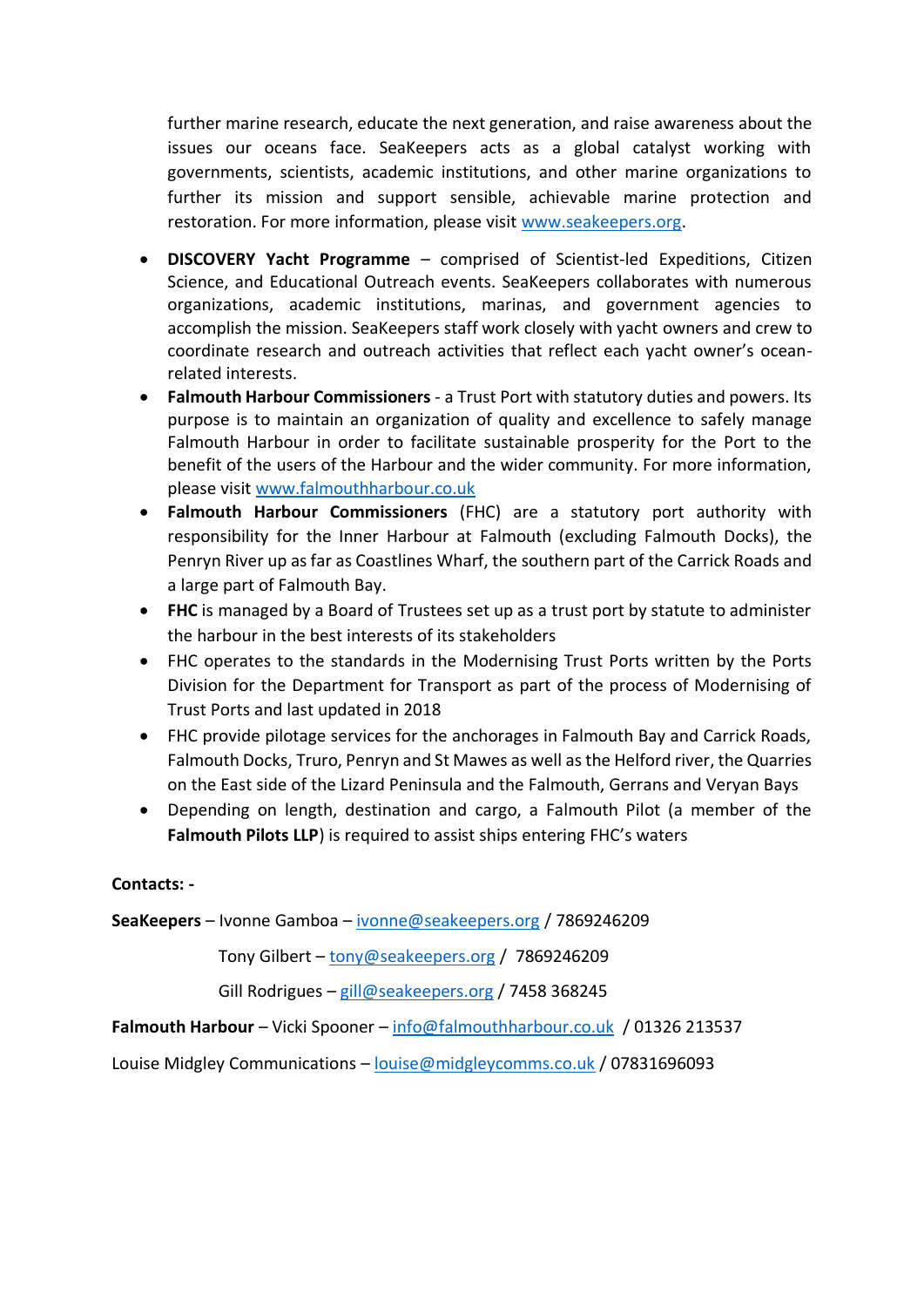further marine research, educate the next generation, and raise awareness about the issues our oceans face. SeaKeepers acts as a global catalyst working with governments, scientists, academic institutions, and other marine organizations to further its mission and support sensible, achievable marine protection and restoration. For more information, please visit www.seakeepers.org.

- **DISCOVERY Yacht Programme** – comprised of Scientist-led Expeditions, Citizen Science, and Educational Outreach events. SeaKeepers collaborates with numerous organizations, academic institutions, marinas, and government agencies to accomplish the mission. SeaKeepers staff work closely with yacht owners and crew to coordinate research and outreach activities that reflect each yacht owner's ocean-related interests.
- **Falmouth Harbour Commissioners** - a Trust Port with statutory duties and powers. Its purpose is to maintain an organization of quality and excellence to safely manage Falmouth Harbour in order to facilitate sustainable prosperity for the Port to the benefit of the users of the Harbour and the wider community. For more information, please visit www.falmouthharbour.co.uk
- **Falmouth Harbour Commissioners** (FHC) are a statutory port authority with responsibility for the Inner Harbour at Falmouth (excluding Falmouth Docks), the Penryn River up as far as Coastlines Wharf, the southern part of the Carrick Roads and a large part of Falmouth Bay.
- **FHC** is managed by a Board of Trustees set up as a trust port by statute to administer the harbour in the best interests of its stakeholders
- FHC operates to the standards in the Modernising Trust Ports written by the Ports Division for the Department for Transport as part of the process of Modernising of Trust Ports and last updated in 2018
- FHC provide pilotage services for the anchorages in Falmouth Bay and Carrick Roads, Falmouth Docks, Truro, Penryn and St Mawes as well as the Helford river, the Quarries on the East side of the Lizard Peninsula and the Falmouth, Gerrans and Veryan Bays
- Depending on length, destination and cargo, a Falmouth Pilot (a member of the **Falmouth Pilots LLP**) is required to assist ships entering FHC's waters

**Contacts: -**

**SeaKeepers** – Ivonne Gamboa – ivonne@seakeepers.org / 7869246209

Tony Gilbert – tony@seakeepers.org / 7869246209

Gill Rodrigues – gill@seakeepers.org / 7458 368245

**Falmouth Harbour** – Vicki Spooner – info@falmouthharbour.co.uk / 01326 213537

Louise Midgley Communications – louise@midgleycomms.co.uk / 07831696093